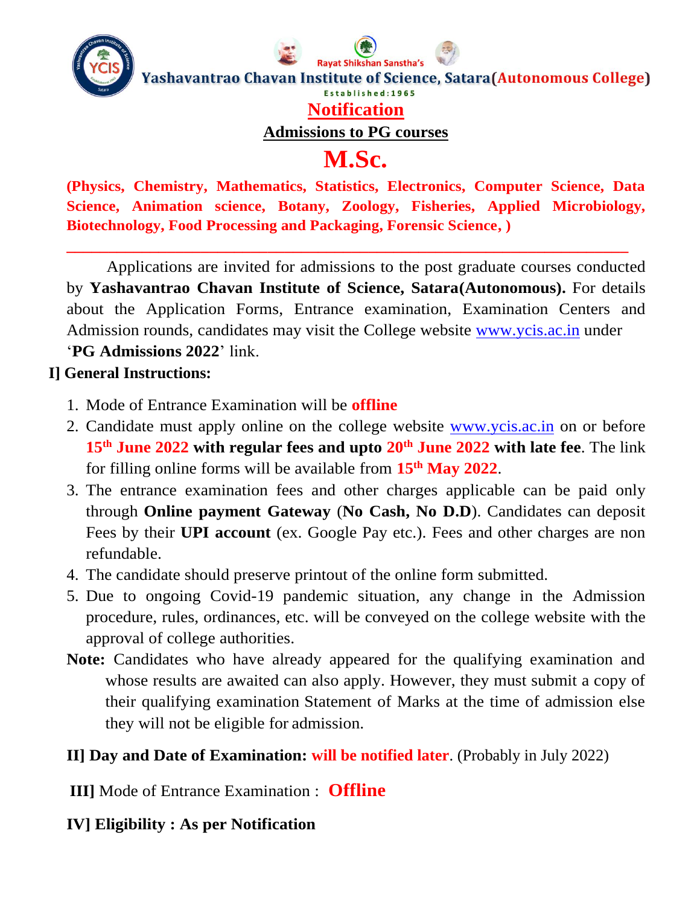Rayat Shikshan Sanstha's

**Yashavantrao Chavan Institute of Science, Satara (Autonomous College)**

Established:1965

# Notification

## Admissions to PG courses

# M.Sc.

**(Physics, Chemistry, Mathematics, Statistics, Electronics, Computer Science, Data Science, Animation science, Botany, Zoology, Fisheries, Applied Microbiology, Biotechnology, Food Processing and Packaging, Forensic Science, )**

---

Applications are invited for admissions to the post graduate courses conducted by **Yashavantrao Chavan Institute of Science, Satara(Autonomous).** For details about the Application Forms, Entrance examination, Examination Centers and Admission rounds, candidates may visit the College website www.ycis.ac.in under '**PG Admissions 2022**' link.

**I] General Instructions:**

1. Mode of Entrance Examination will be **offline**
2. Candidate must apply online on the college website www.ycis.ac.in on or before **15th June 2022 with regular fees and upto 20th June 2022 with late fee**. The link for filling online forms will be available from **15th May 2022**.
3. The entrance examination fees and other charges applicable can be paid only through **Online payment Gateway** (**No Cash, No D.D**). Candidates can deposit Fees by their **UPI account** (ex. Google Pay etc.). Fees and other charges are non refundable.
4. The candidate should preserve printout of the online form submitted.
5. Due to ongoing Covid-19 pandemic situation, any change in the Admission procedure, rules, ordinances, etc. will be conveyed on the college website with the approval of college authorities.

**Note:** Candidates who have already appeared for the qualifying examination and whose results are awaited can also apply. However, they must submit a copy of their qualifying examination Statement of Marks at the time of admission else they will not be eligible for admission.

**II] Day and Date of Examination: will be notified later**. (Probably in July 2022)

**III]** Mode of Entrance Examination : **Offline**

**IV] Eligibility : As per Notification**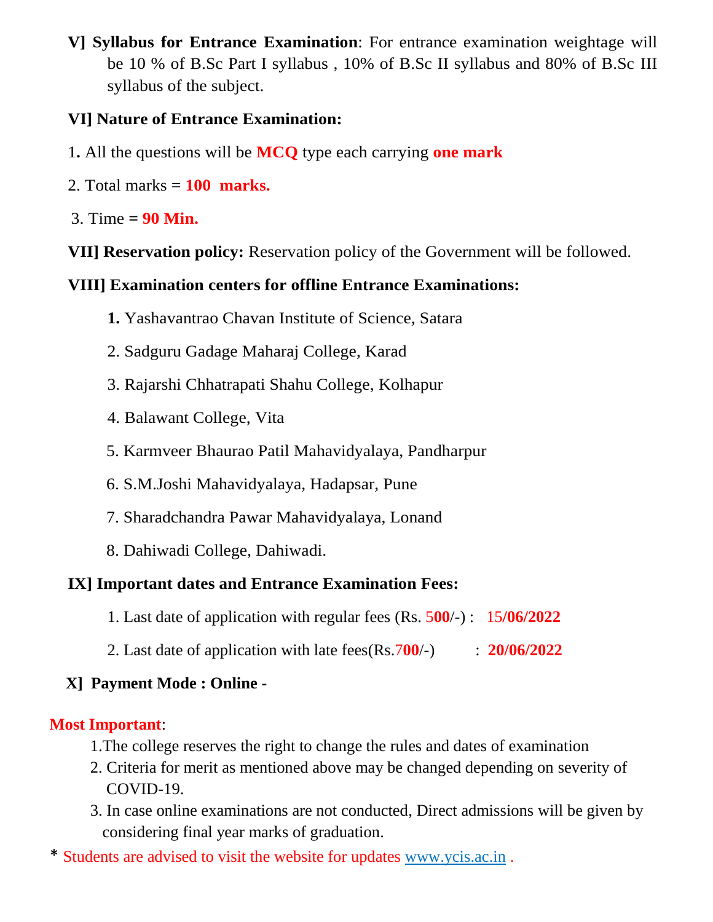**V] Syllabus for Entrance Examination**: For entrance examination weightage will be 10 % of B.Sc Part I syllabus , 10% of B.Sc II syllabus and 80% of B.Sc III syllabus of the subject.

**VI] Nature of Entrance Examination:**

1. All the questions will be **MCQ** type each carrying **one mark**
2. Total marks = **100 marks.**
3. Time **= 90 Min.**

**VII] Reservation policy:** Reservation policy of the Government will be followed.

**VIII] Examination centers for offline Entrance Examinations:**

1. Yashavantrao Chavan Institute of Science, Satara
2. Sadguru Gadage Maharaj College, Karad
3. Rajarshi Chhatrapati Shahu College, Kolhapur
4. Balawant College, Vita
5. Karmveer Bhaurao Patil Mahavidyalaya, Pandharpur
6. S.M.Joshi Mahavidyalaya, Hadapsar, Pune
7. Sharadchandra Pawar Mahavidyalaya, Lonand
8. Dahiwadi College, Dahiwadi.

**IX] Important dates and Entrance Examination Fees:**

1. Last date of application with regular fees (Rs. 500/-) : 15/06/2022
2. Last date of application with late fees(Rs.700/-) : **20/06/2022**

**X] Payment Mode : Online -**

**Most Important**:

1. The college reserves the right to change the rules and dates of examination
2. Criteria for merit as mentioned above may be changed depending on severity of COVID-19.
3. In case online examinations are not conducted, Direct admissions will be given by considering final year marks of graduation.

\* Students are advised to visit the website for updates www.ycis.ac.in .